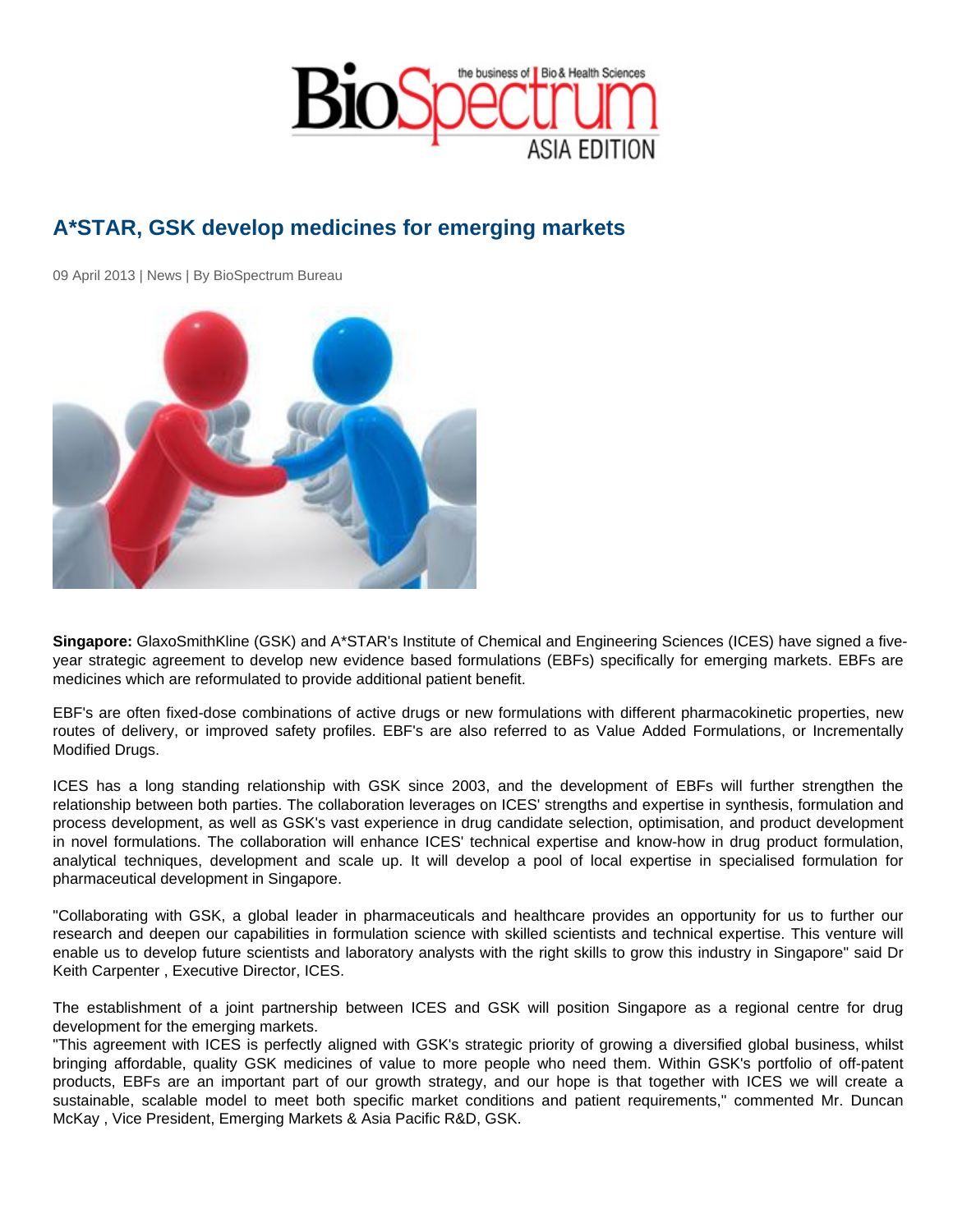# A*STAR, GSK develop medicines for emerging markets

09 April 2013 | News | By BioSpectrum Bureau

**Singapore:** GlaxoSmithKline (GSK) and A*STAR's Institute of Chemical and Engineering Sciences (ICES) have signed a five-year strategic agreement to develop new evidence based formulations (EBFs) specifically for emerging markets. EBFs are medicines which are reformulated to provide additional patient benefit.

EBF's are often fixed-dose combinations of active drugs or new formulations with different pharmacokinetic properties, new routes of delivery, or improved safety profiles. EBF's are also referred to as Value Added Formulations, or Incrementally Modified Drugs.

ICES has a long standing relationship with GSK since 2003, and the development of EBFs will further strengthen the relationship between both parties. The collaboration leverages on ICES' strengths and expertise in synthesis, formulation and process development, as well as GSK's vast experience in drug candidate selection, optimisation, and product development in novel formulations. The collaboration will enhance ICES' technical expertise and know-how in drug product formulation, analytical techniques, development and scale up. It will develop a pool of local expertise in specialised formulation for pharmaceutical development in Singapore.

"Collaborating with GSK, a global leader in pharmaceuticals and healthcare provides an opportunity for us to further our research and deepen our capabilities in formulation science with skilled scientists and technical expertise. This venture will enable us to develop future scientists and laboratory analysts with the right skills to grow this industry in Singapore" said Dr Keith Carpenter , Executive Director, ICES.

The establishment of a joint partnership between ICES and GSK will position Singapore as a regional centre for drug development for the emerging markets.

"This agreement with ICES is perfectly aligned with GSK's strategic priority of growing a diversified global business, whilst bringing affordable, quality GSK medicines of value to more people who need them. Within GSK's portfolio of off-patent products, EBFs are an important part of our growth strategy, and our hope is that together with ICES we will create a sustainable, scalable model to meet both specific market conditions and patient requirements," commented Mr. Duncan McKay , Vice President, Emerging Markets & Asia Pacific R&D, GSK.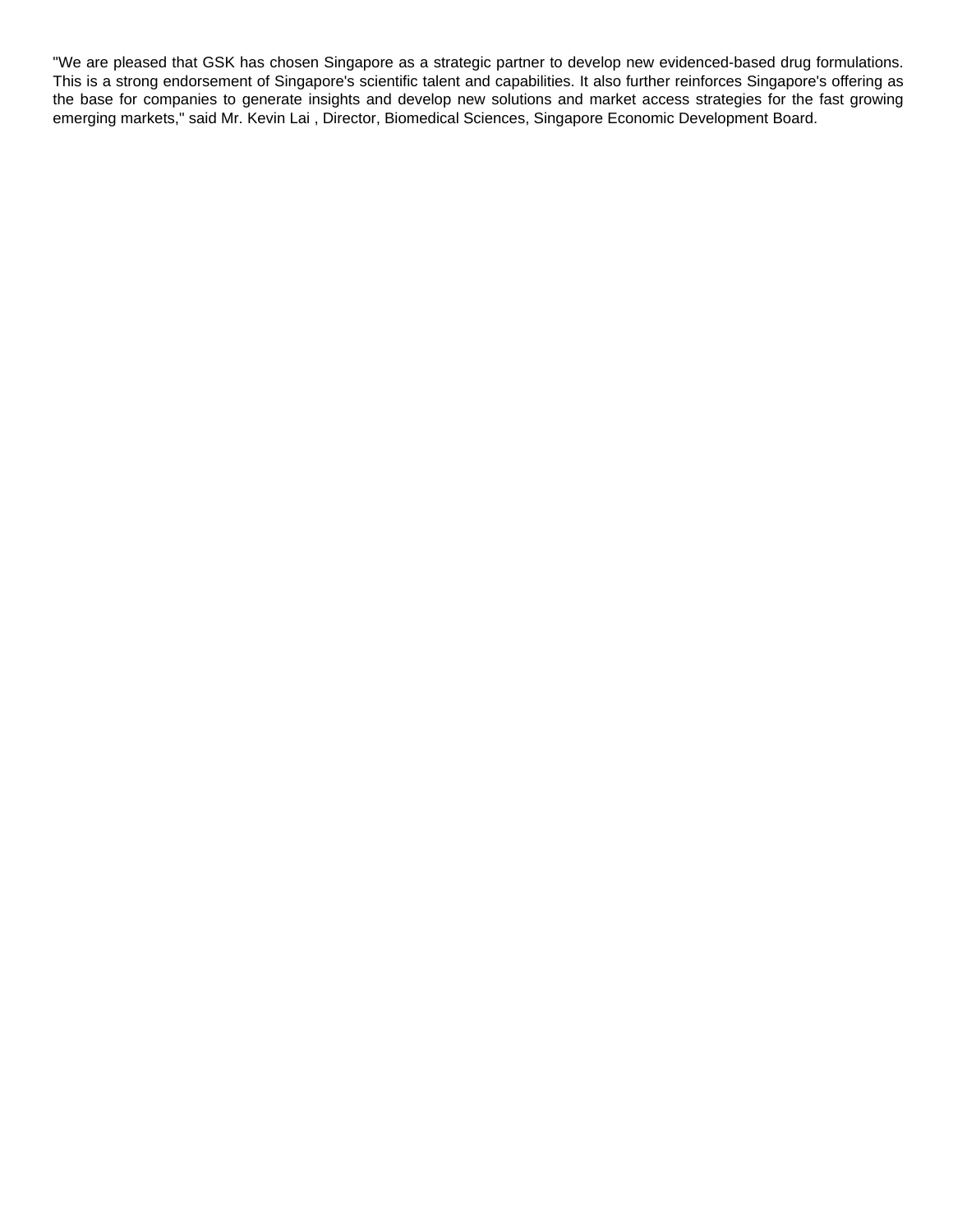"We are pleased that GSK has chosen Singapore as a strategic partner to develop new evidenced-based drug formulations. This is a strong endorsement of Singapore's scientific talent and capabilities. It also further reinforces Singapore's offering as the base for companies to generate insights and develop new solutions and market access strategies for the fast growing emerging markets," said Mr. Kevin Lai , Director, Biomedical Sciences, Singapore Economic Development Board.